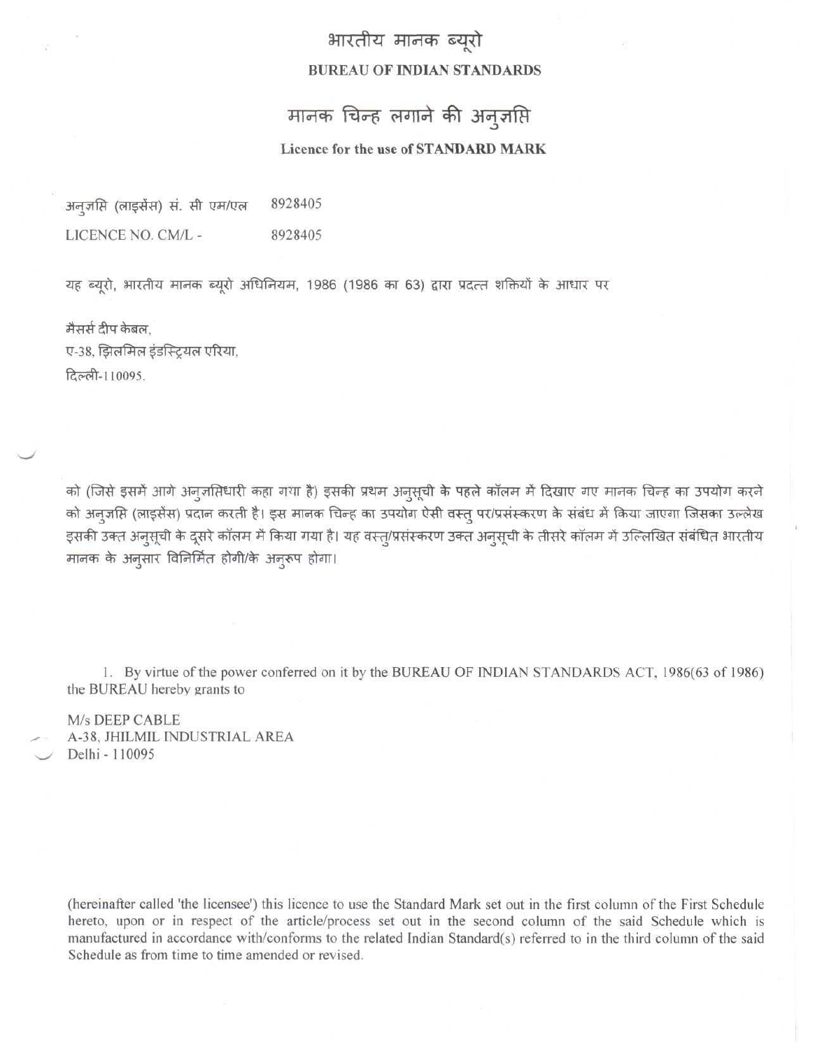# भारतीय मानक ब्यूरो

## BUREAU OF INDIAN STANDARDS

# मानक चिन्ह लगाने की अनुज्ञप्ति

## Licence for the use of STANDARD MARK

अनुज्ञप्ति (लाइसेंस) सं. सी एम/एल 8928405

LICENCE NO. CM/L - 8928405

यह ब्यूरो, भारतीय मानक ब्यूरो अधिनियम, 1986 (1986 का 63) द्वारा प्रदत्त शक्तियों के आधार पर

मैसर्स दीप केबल,
ए-38, झिलमिल इंडस्ट्रियल एरिया,
दिल्ली-110095.

को (जिसे इसमें आगे अनुज्ञप्तिधारी कहा गया है) इसकी प्रथम अनुसूची के पहले कॉलम में दिखाए गए मानक चिन्ह का उपयोग करने को अनुज्ञप्ति (लाइसेंस) प्रदान करती है। इस मानक चिन्ह का उपयोग ऐसी वस्तु पर/प्रसंस्करण के संबंध में किया जाएगा जिसका उल्लेख इसकी उक्त अनुसूची के दूसरे कॉलम में किया गया है। यह वस्तु/प्रसंस्करण उक्त अनुसूची के तीसरे कॉलम में उल्लिखित संबंधित भारतीय मानक के अनुसार विनिर्मित होगी/के अनुरूप होगा।

1. By virtue of the power conferred on it by the BUREAU OF INDIAN STANDARDS ACT, 1986(63 of 1986) the BUREAU hereby grants to

M/s DEEP CABLE
A-38, JHILMIL INDUSTRIAL AREA
Delhi - 110095

(hereinafter called 'the licensee') this licence to use the Standard Mark set out in the first column of the First Schedule hereto, upon or in respect of the article/process set out in the second column of the said Schedule which is manufactured in accordance with/conforms to the related Indian Standard(s) referred to in the third column of the said Schedule as from time to time amended or revised.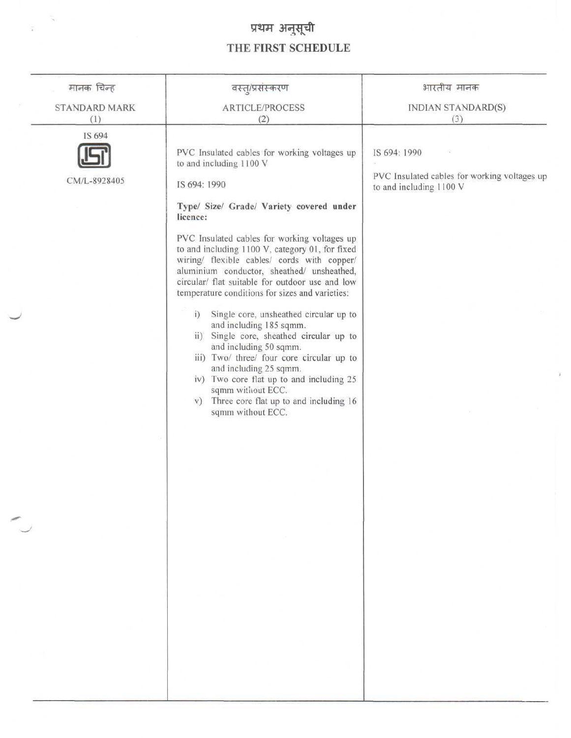# प्रथम अनुसूची

# THE FIRST SCHEDULE

| मानक चिन्ह<br>STANDARD MARK<br>(1) | वस्तु/प्रसंस्करण<br>ARTICLE/PROCESS<br>(2) | भारतीय मानक<br>INDIAN STANDARD(S)<br>(3) |
|---|---|---|
| IS 694<br>ISI<br>CM/L-8928405 | PVC Insulated cables for working voltages up to and including 1100 V<br><br>IS 694: 1990<br><br>**Type/ Size/ Grade/ Variety covered under licence:**<br><br>PVC Insulated cables for working voltages up to and including 1100 V, category 01, for fixed wiring/ flexible cables/ cords with copper/ aluminium conductor, sheathed/ unsheathed, circular/ flat suitable for outdoor use and low temperature conditions for sizes and varieties:<br><br>i) Single core, unsheathed circular up to and including 185 sqmm.<br>ii) Single core, sheathed circular up to and including 50 sqmm.<br>iii) Two/ three/ four core circular up to and including 25 sqmm.<br>iv) Two core flat up to and including 25 sqmm without ECC.<br>v) Three core flat up to and including 16 sqmm without ECC. | IS 694: 1990<br><br>PVC Insulated cables for working voltages up to and including 1100 V |